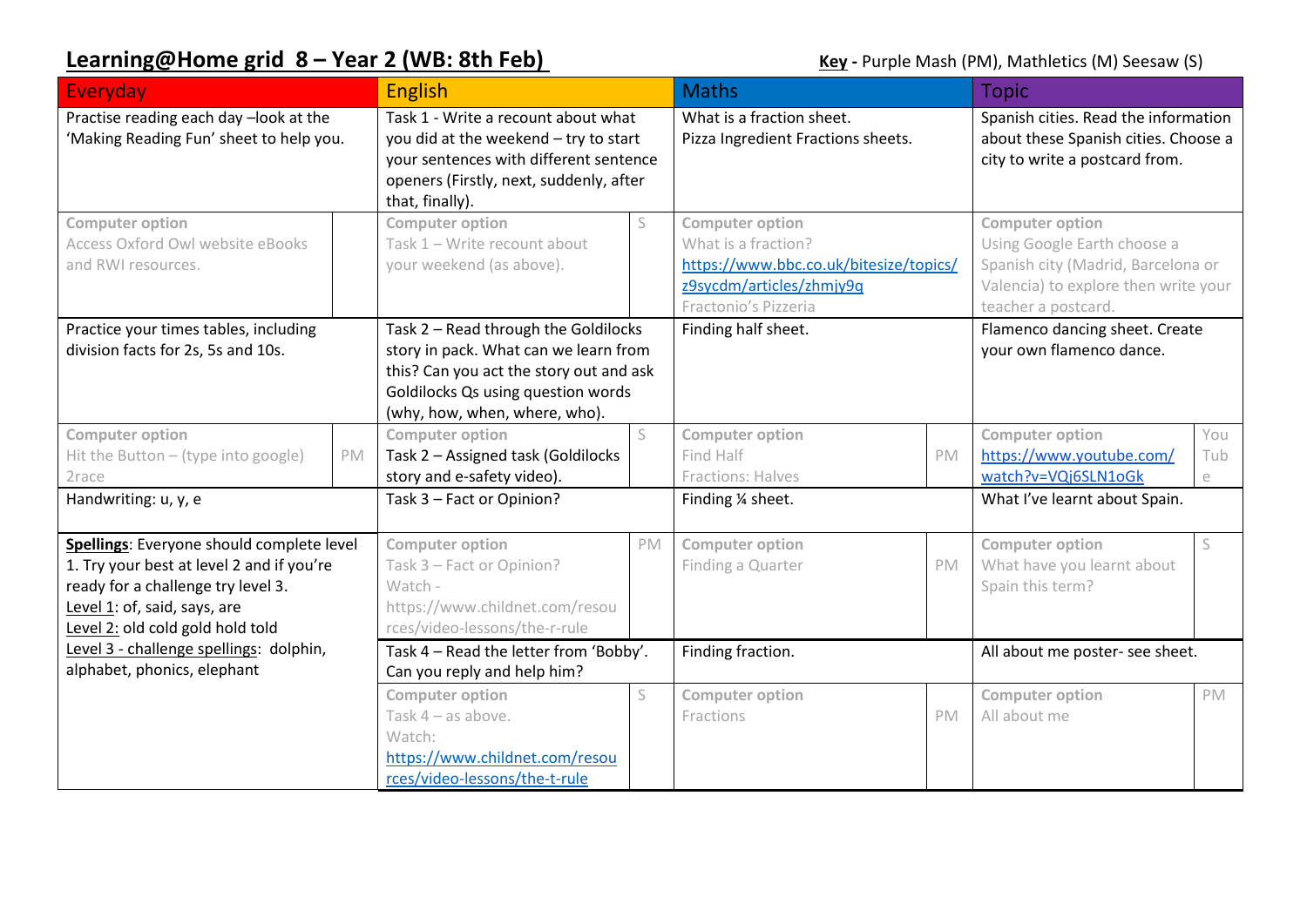# Learning@Home grid 8 – Year 2 (WB: 8th Feb)

**Key** - Purple Mash (PM), Mathletics (M) Seesaw (S)

| Everyday | | English | | Maths | | Topic | |
|---|---|---|---|---|---|---|---|
| Practise reading each day –look at the 'Making Reading Fun' sheet to help you. | | Task 1 - Write a recount about what you did at the weekend – try to start your sentences with different sentence openers (Firstly, next, suddenly, after that, finally). | | What is a fraction sheet. Pizza Ingredient Fractions sheets. | | Spanish cities. Read the information about these Spanish cities. Choose a city to write a postcard from. | |
| **Computer option** Access Oxford Owl website eBooks and RWI resources. | | **Computer option** Task 1 – Write recount about your weekend (as above). | S | **Computer option** What is a fraction? https://www.bbc.co.uk/bitesize/topics/z9sycdm/articles/zhmjy9q Fractonio's Pizzeria | | **Computer option** Using Google Earth choose a Spanish city (Madrid, Barcelona or Valencia) to explore then write your teacher a postcard. | |
| Practice your times tables, including division facts for 2s, 5s and 10s. | | Task 2 – Read through the Goldilocks story in pack. What can we learn from this? Can you act the story out and ask Goldilocks Qs using question words (why, how, when, where, who). | | Finding half sheet. | | Flamenco dancing sheet. Create your own flamenco dance. | |
| **Computer option** Hit the Button – (type into google) 2race | PM | **Computer option** Task 2 – Assigned task (Goldilocks story and e-safety video). | S | **Computer option** Find Half Fractions: Halves | PM | **Computer option** https://www.youtube.com/watch?v=VQj6SLN1oGk | YouTube |
| Handwriting: u, y, e | | Task 3 – Fact or Opinion? | | Finding ¼ sheet. | | What I've learnt about Spain. | |
| **Spellings**: Everyone should complete level 1. Try your best at level 2 and if you're ready for a challenge try level 3. Level 1: of, said, says, are Level 2: old cold gold hold told Level 3 - challenge spellings: dolphin, alphabet, phonics, elephant | | **Computer option** Task 3 – Fact or Opinion? Watch - https://www.childnet.com/resources/video-lessons/the-r-rule | PM | **Computer option** Finding a Quarter | PM | **Computer option** What have you learnt about Spain this term? | S |
| | | Task 4 – Read the letter from 'Bobby'. Can you reply and help him? | | Finding fraction. | | All about me poster- see sheet. | |
| | | **Computer option** Task 4 – as above. Watch: https://www.childnet.com/resources/video-lessons/the-t-rule | S | **Computer option** Fractions | PM | **Computer option** All about me | PM |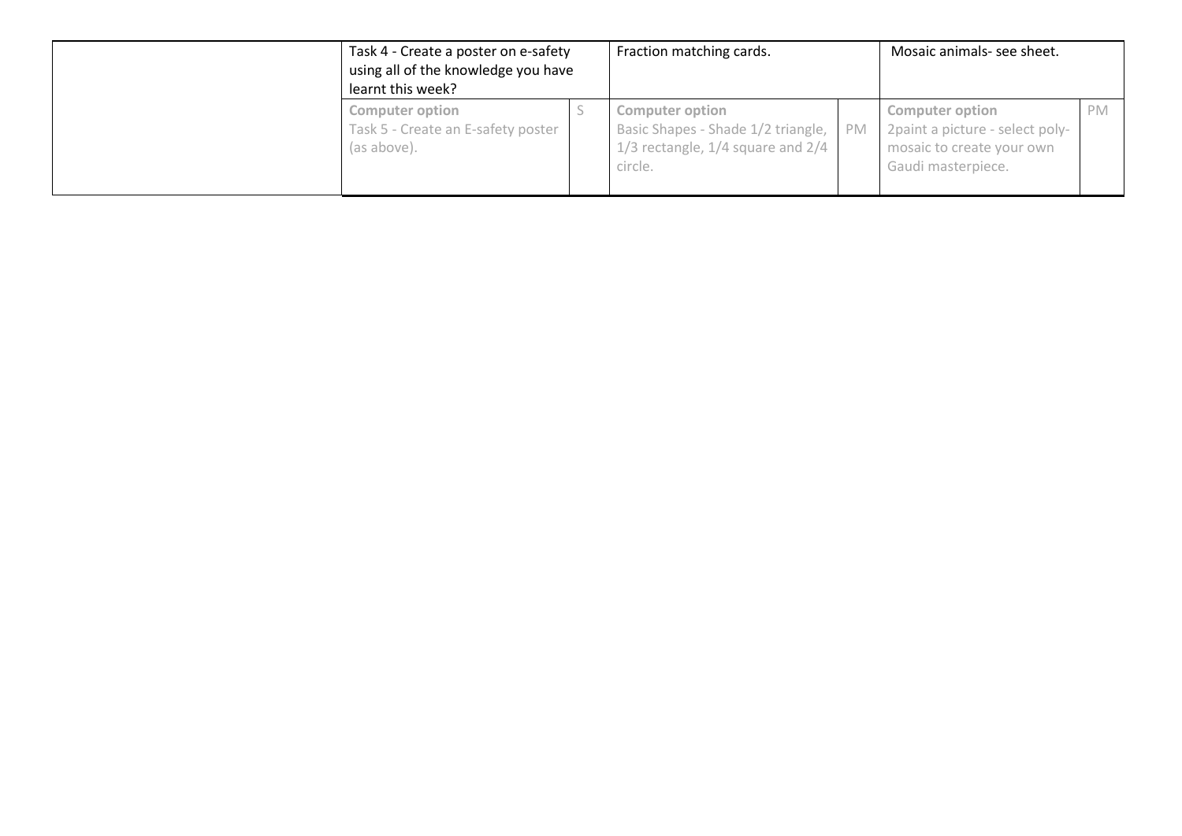| | | | | | | |
|---|---|---|---|---|---|---|
| | Task 4 - Create a poster on e-safety using all of the knowledge you have learnt this week? | | Fraction matching cards. | | Mosaic animals- see sheet. | |
| | **Computer option** Task 5 - Create an E-safety poster (as above). | S | **Computer option** Basic Shapes - Shade 1/2 triangle, 1/3 rectangle, 1/4 square and 2/4 circle. | PM | **Computer option** 2paint a picture - select poly-mosaic to create your own Gaudi masterpiece. | PM |